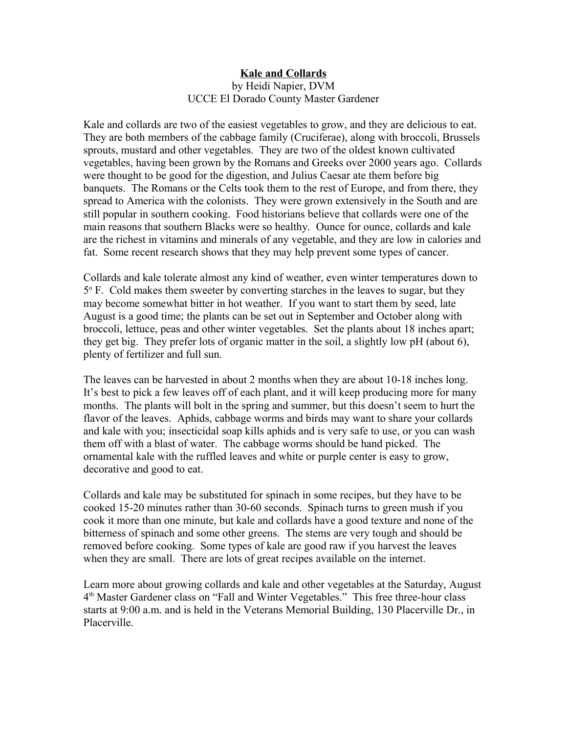# Kale and Collards

by Heidi Napier, DVM
UCCE El Dorado County Master Gardener

Kale and collards are two of the easiest vegetables to grow, and they are delicious to eat. They are both members of the cabbage family (Cruciferae), along with broccoli, Brussels sprouts, mustard and other vegetables. They are two of the oldest known cultivated vegetables, having been grown by the Romans and Greeks over 2000 years ago. Collards were thought to be good for the digestion, and Julius Caesar ate them before big banquets. The Romans or the Celts took them to the rest of Europe, and from there, they spread to America with the colonists. They were grown extensively in the South and are still popular in southern cooking. Food historians believe that collards were one of the main reasons that southern Blacks were so healthy. Ounce for ounce, collards and kale are the richest in vitamins and minerals of any vegetable, and they are low in calories and fat. Some recent research shows that they may help prevent some types of cancer.

Collards and kale tolerate almost any kind of weather, even winter temperatures down to 5° F. Cold makes them sweeter by converting starches in the leaves to sugar, but they may become somewhat bitter in hot weather. If you want to start them by seed, late August is a good time; the plants can be set out in September and October along with broccoli, lettuce, peas and other winter vegetables. Set the plants about 18 inches apart; they get big. They prefer lots of organic matter in the soil, a slightly low pH (about 6), plenty of fertilizer and full sun.

The leaves can be harvested in about 2 months when they are about 10-18 inches long. It's best to pick a few leaves off of each plant, and it will keep producing more for many months. The plants will bolt in the spring and summer, but this doesn't seem to hurt the flavor of the leaves. Aphids, cabbage worms and birds may want to share your collards and kale with you; insecticidal soap kills aphids and is very safe to use, or you can wash them off with a blast of water. The cabbage worms should be hand picked. The ornamental kale with the ruffled leaves and white or purple center is easy to grow, decorative and good to eat.

Collards and kale may be substituted for spinach in some recipes, but they have to be cooked 15-20 minutes rather than 30-60 seconds. Spinach turns to green mush if you cook it more than one minute, but kale and collards have a good texture and none of the bitterness of spinach and some other greens. The stems are very tough and should be removed before cooking. Some types of kale are good raw if you harvest the leaves when they are small. There are lots of great recipes available on the internet.

Learn more about growing collards and kale and other vegetables at the Saturday, August 4th Master Gardener class on "Fall and Winter Vegetables." This free three-hour class starts at 9:00 a.m. and is held in the Veterans Memorial Building, 130 Placerville Dr., in Placerville.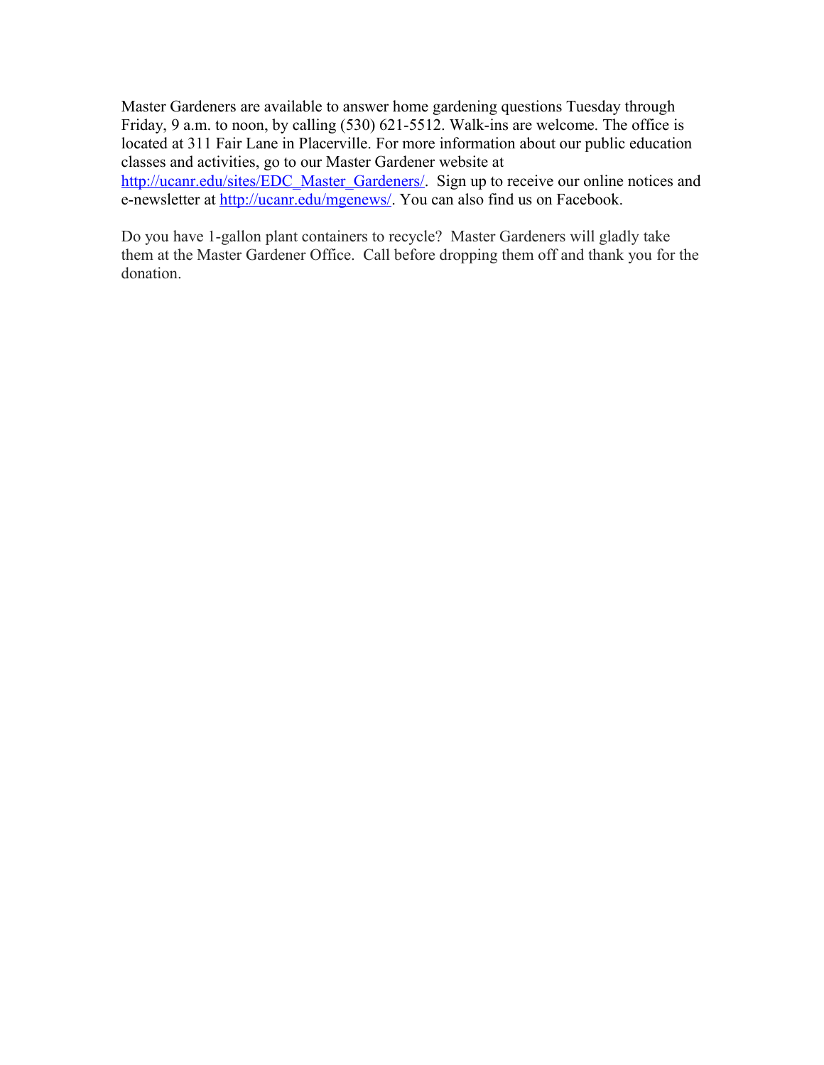Master Gardeners are available to answer home gardening questions Tuesday through Friday, 9 a.m. to noon, by calling (530) 621-5512. Walk-ins are welcome. The office is located at 311 Fair Lane in Placerville. For more information about our public education classes and activities, go to our Master Gardener website at http://ucanr.edu/sites/EDC_Master_Gardeners/. Sign up to receive our online notices and e-newsletter at http://ucanr.edu/mgenews/. You can also find us on Facebook.

Do you have 1-gallon plant containers to recycle? Master Gardeners will gladly take them at the Master Gardener Office. Call before dropping them off and thank you for the donation.